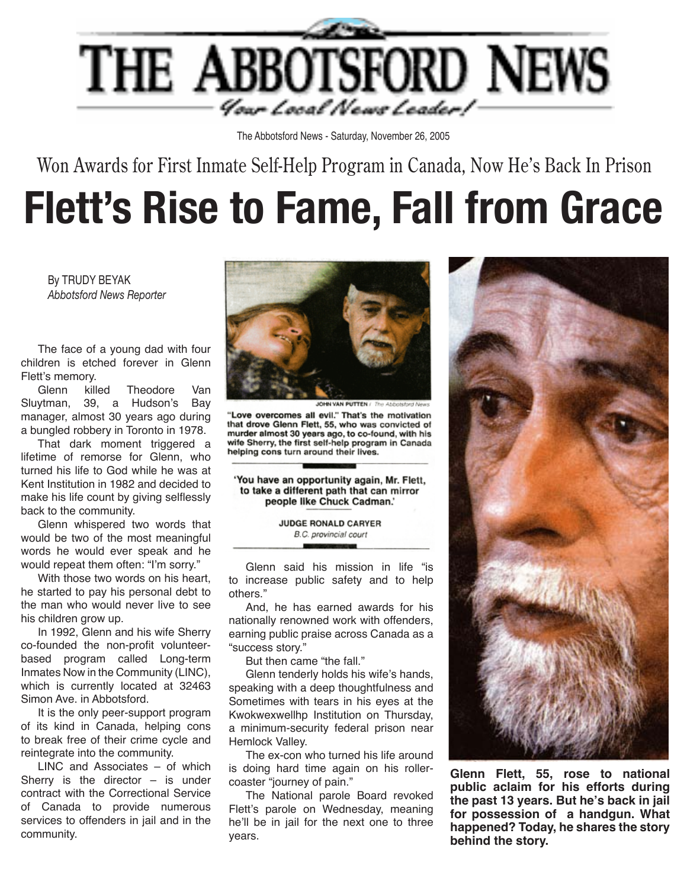# THE ABBOTSFORD NEWS

*Your Local News Leader!*

The Abbotsford News - Saturday, November 26, 2005

## Won Awards for First Inmate Self-Help Program in Canada, Now He's Back In Prison

# Flett's Rise to Fame, Fall from Grace

By TRUDY BEYAK
*Abbotsford News Reporter*

The face of a young dad with four children is etched forever in Glenn Flett's memory.

Glenn killed Theodore Van Sluytman, 39, a Hudson's Bay manager, almost 30 years ago during a bungled robbery in Toronto in 1978.

That dark moment triggered a lifetime of remorse for Glenn, who turned his life to God while he was at Kent Institution in 1982 and decided to make his life count by giving selflessly back to the community.

Glenn whispered two words that would be two of the most meaningful words he would ever speak and he would repeat them often: "I'm sorry."

With those two words on his heart, he started to pay his personal debt to the man who would never live to see his children grow up.

In 1992, Glenn and his wife Sherry co-founded the non-profit volunteer-based program called Long-term Inmates Now in the Community (LINC), which is currently located at 32463 Simon Ave. in Abbotsford.

It is the only peer-support program of its kind in Canada, helping cons to break free of their crime cycle and reintegrate into the community.

LINC and Associates – of which Sherry is the director – is under contract with the Correctional Service of Canada to provide numerous services to offenders in jail and in the community.

JOHN VAN PUTTEN / The Abbotsford News

**"Love overcomes all evil." That's the motivation that drove Glenn Flett, 55, who was convicted of murder almost 30 years ago, to co-found, with his wife Sherry, the first self-help program in Canada helping cons turn around their lives.**

> **'You have an opportunity again, Mr. Flett, to take a different path that can mirror people like Chuck Cadman.'**
>
> **JUDGE RONALD CARYER**
> *B.C. provincial court*

Glenn said his mission in life "is to increase public safety and to help others."

And, he has earned awards for his nationally renowned work with offenders, earning public praise across Canada as a "success story."

But then came "the fall."

Glenn tenderly holds his wife's hands, speaking with a deep thoughtfulness and Sometimes with tears in his eyes at the Kwokwexwellhp Institution on Thursday, a minimum-security federal prison near Hemlock Valley.

The ex-con who turned his life around is doing hard time again on his roller-coaster "journey of pain."

The National parole Board revoked Flett's parole on Wednesday, meaning he'll be in jail for the next one to three years.

**Glenn Flett, 55, rose to national public aclaim for his efforts during the past 13 years. But he's back in jail for possession of a handgun. What happened? Today, he shares the story behind the story.**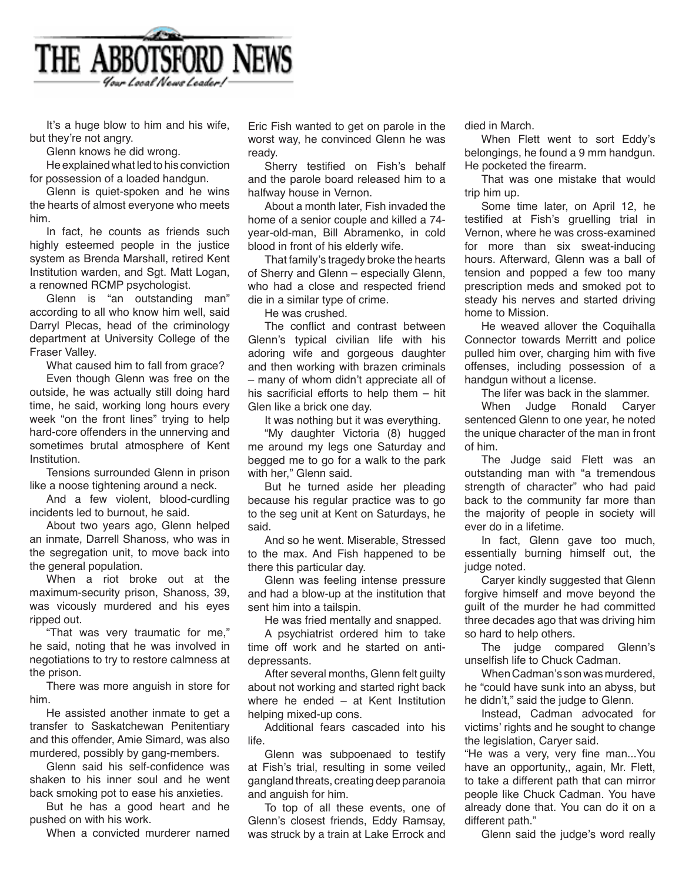# THE ABBOTSFORD NEWS

*Your Local News Leader!*

It's a huge blow to him and his wife, but they're not angry.

Glenn knows he did wrong.

He explained what led to his conviction for possession of a loaded handgun.

Glenn is quiet-spoken and he wins the hearts of almost everyone who meets him.

In fact, he counts as friends such highly esteemed people in the justice system as Brenda Marshall, retired Kent Institution warden, and Sgt. Matt Logan, a renowned RCMP psychologist.

Glenn is "an outstanding man" according to all who know him well, said Darryl Plecas, head of the criminology department at University College of the Fraser Valley.

What caused him to fall from grace?

Even though Glenn was free on the outside, he was actually still doing hard time, he said, working long hours every week "on the front lines" trying to help hard-core offenders in the unnerving and sometimes brutal atmosphere of Kent Institution.

Tensions surrounded Glenn in prison like a noose tightening around a neck.

And a few violent, blood-curdling incidents led to burnout, he said.

About two years ago, Glenn helped an inmate, Darrell Shanoss, who was in the segregation unit, to move back into the general population.

When a riot broke out at the maximum-security prison, Shanoss, 39, was vicously murdered and his eyes ripped out.

"That was very traumatic for me," he said, noting that he was involved in negotiations to try to restore calmness at the prison.

There was more anguish in store for him.

He assisted another inmate to get a transfer to Saskatchewan Penitentiary and this offender, Amie Simard, was also murdered, possibly by gang-members.

Glenn said his self-confidence was shaken to his inner soul and he went back smoking pot to ease his anxieties.

But he has a good heart and he pushed on with his work.

When a convicted murderer named Eric Fish wanted to get on parole in the worst way, he convinced Glenn he was ready.

Sherry testified on Fish's behalf and the parole board released him to a halfway house in Vernon.

About a month later, Fish invaded the home of a senior couple and killed a 74-year-old-man, Bill Abramenko, in cold blood in front of his elderly wife.

That family's tragedy broke the hearts of Sherry and Glenn – especially Glenn, who had a close and respected friend die in a similar type of crime.

He was crushed.

The conflict and contrast between Glenn's typical civilian life with his adoring wife and gorgeous daughter and then working with brazen criminals – many of whom didn't appreciate all of his sacrificial efforts to help them – hit Glen like a brick one day.

It was nothing but it was everything.

"My daughter Victoria (8) hugged me around my legs one Saturday and begged me to go for a walk to the park with her," Glenn said.

But he turned aside her pleading because his regular practice was to go to the seg unit at Kent on Saturdays, he said.

And so he went. Miserable, Stressed to the max. And Fish happened to be there this particular day.

Glenn was feeling intense pressure and had a blow-up at the institution that sent him into a tailspin.

He was fried mentally and snapped.

A psychiatrist ordered him to take time off work and he started on anti-depressants.

After several months, Glenn felt guilty about not working and started right back where he ended – at Kent Institution helping mixed-up cons.

Additional fears cascaded into his life.

Glenn was subpoenaed to testify at Fish's trial, resulting in some veiled gangland threats, creating deep paranoia and anguish for him.

To top of all these events, one of Glenn's closest friends, Eddy Ramsay, was struck by a train at Lake Errock and died in March.

When Flett went to sort Eddy's belongings, he found a 9 mm handgun. He pocketed the firearm.

That was one mistake that would trip him up.

Some time later, on April 12, he testified at Fish's gruelling trial in Vernon, where he was cross-examined for more than six sweat-inducing hours. Afterward, Glenn was a ball of tension and popped a few too many prescription meds and smoked pot to steady his nerves and started driving home to Mission.

He weaved allover the Coquihalla Connector towards Merritt and police pulled him over, charging him with five offenses, including possession of a handgun without a license.

The lifer was back in the slammer.

When Judge Ronald Caryer sentenced Glenn to one year, he noted the unique character of the man in front of him.

The Judge said Flett was an outstanding man with "a tremendous strength of character" who had paid back to the community far more than the majority of people in society will ever do in a lifetime.

In fact, Glenn gave too much, essentially burning himself out, the judge noted.

Caryer kindly suggested that Glenn forgive himself and move beyond the guilt of the murder he had committed three decades ago that was driving him so hard to help others.

The judge compared Glenn's unselfish life to Chuck Cadman.

When Cadman's son was murdered, he "could have sunk into an abyss, but he didn't," said the judge to Glenn.

Instead, Cadman advocated for victims' rights and he sought to change the legislation, Caryer said.

"He was a very, very fine man...You have an opportunity,, again, Mr. Flett, to take a different path that can mirror people like Chuck Cadman. You have already done that. You can do it on a different path."

Glenn said the judge's word really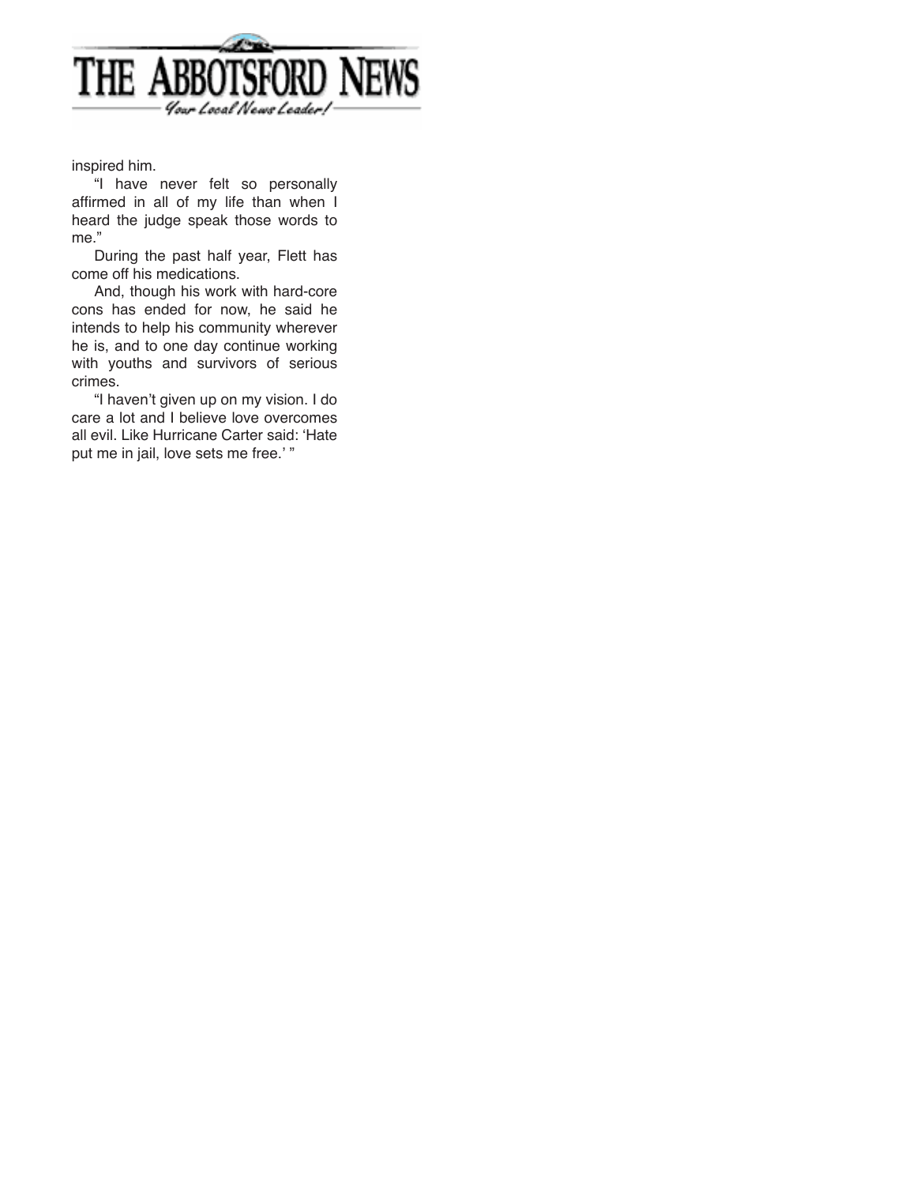inspired him.

"I have never felt so personally affirmed in all of my life than when I heard the judge speak those words to me."

During the past half year, Flett has come off his medications.

And, though his work with hard-core cons has ended for now, he said he intends to help his community wherever he is, and to one day continue working with youths and survivors of serious crimes.

"I haven't given up on my vision. I do care a lot and I believe love overcomes all evil. Like Hurricane Carter said: 'Hate put me in jail, love sets me free.' "